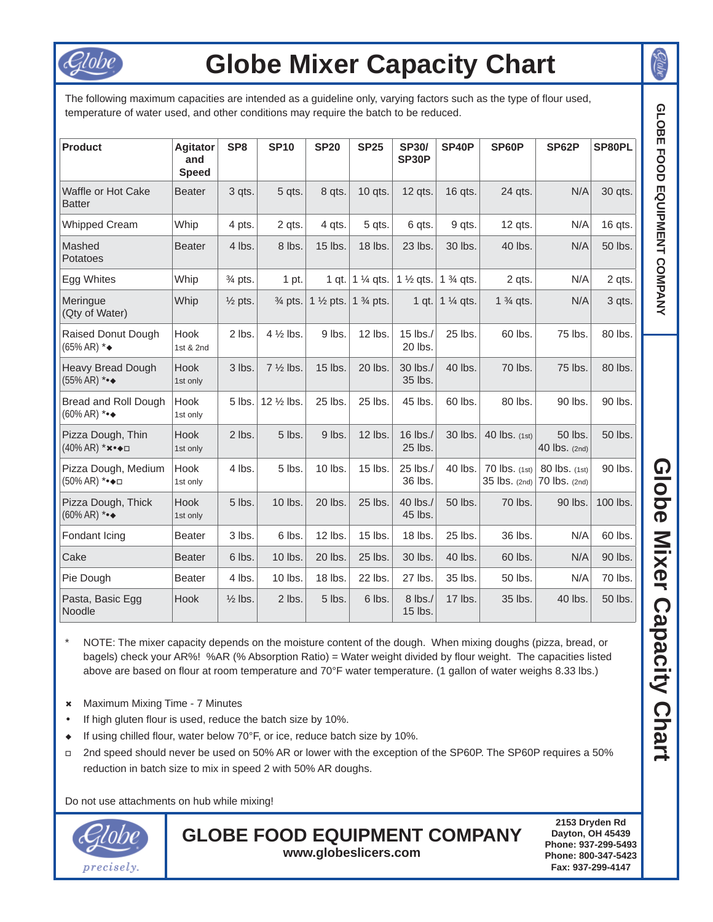# Globe Mixer Capacity Chart

The following maximum capacities are intended as a guideline only, varying factors such as the type of flour used, temperature of water used, and other conditions may require the batch to be reduced.

| Product | Agitator and Speed | SP8 | SP10 | SP20 | SP25 | SP30/ SP30P | SP40P | SP60P | SP62P | SP80PL |
|---|---|---|---|---|---|---|---|---|---|---|
| Waffle or Hot Cake Batter | Beater | 3 qts. | 5 qts. | 8 qts. | 10 qts. | 12 qts. | 16 qts. | 24 qts. | N/A | 30 qts. |
| Whipped Cream | Whip | 4 pts. | 2 qts. | 4 qts. | 5 qts. | 6 qts. | 9 qts. | 12 qts. | N/A | 16 qts. |
| Mashed Potatoes | Beater | 4 lbs. | 8 lbs. | 15 lbs. | 18 lbs. | 23 lbs. | 30 lbs. | 40 lbs. | N/A | 50 lbs. |
| Egg Whites | Whip | ¾ pts. | 1 pt. | 1 qt. | 1 ¼ qts. | 1 ½ qts. | 1 ¾ qts. | 2 qts. | N/A | 2 qts. |
| Meringue (Qty of Water) | Whip | ½ pts. | ¾ pts. | 1 ½ pts. | 1 ¾ pts. | 1 qt. | 1 ¼ qts. | 1 ¾ qts. | N/A | 3 qts. |
| Raised Donut Dough (65% AR) *◆ | Hook 1st & 2nd | 2 lbs. | 4 ½ lbs. | 9 lbs. | 12 lbs. | 15 lbs./ 20 lbs. | 25 lbs. | 60 lbs. | 75 lbs. | 80 lbs. |
| Heavy Bread Dough (55% AR) *•◆ | Hook 1st only | 3 lbs. | 7 ½ lbs. | 15 lbs. | 20 lbs. | 30 lbs./ 35 lbs. | 40 lbs. | 70 lbs. | 75 lbs. | 80 lbs. |
| Bread and Roll Dough (60% AR) *•◆ | Hook 1st only | 5 lbs. | 12 ½ lbs. | 25 lbs. | 25 lbs. | 45 lbs. | 60 lbs. | 80 lbs. | 90 lbs. | 90 lbs. |
| Pizza Dough, Thin (40% AR) *✖•◆□ | Hook 1st only | 2 lbs. | 5 lbs. | 9 lbs. | 12 lbs. | 16 lbs./ 25 lbs. | 30 lbs. | 40 lbs. (1st) | 50 lbs. 40 lbs. (2nd) | 50 lbs. |
| Pizza Dough, Medium (50% AR) *•◆□ | Hook 1st only | 4 lbs. | 5 lbs. | 10 lbs. | 15 lbs. | 25 lbs./ 36 lbs. | 40 lbs. | 70 lbs. (1st) 35 lbs. (2nd) | 80 lbs. (1st) 70 lbs. (2nd) | 90 lbs. |
| Pizza Dough, Thick (60% AR) *•◆ | Hook 1st only | 5 lbs. | 10 lbs. | 20 lbs. | 25 lbs. | 40 lbs./ 45 lbs. | 50 lbs. | 70 lbs. | 90 lbs. | 100 lbs. |
| Fondant Icing | Beater | 3 lbs. | 6 lbs. | 12 lbs. | 15 lbs. | 18 lbs. | 25 lbs. | 36 lbs. | N/A | 60 lbs. |
| Cake | Beater | 6 lbs. | 10 lbs. | 20 lbs. | 25 lbs. | 30 lbs. | 40 lbs. | 60 lbs. | N/A | 90 lbs. |
| Pie Dough | Beater | 4 lbs. | 10 lbs. | 18 lbs. | 22 lbs. | 27 lbs. | 35 lbs. | 50 lbs. | N/A | 70 lbs. |
| Pasta, Basic Egg Noodle | Hook | ½ lbs. | 2 lbs. | 5 lbs. | 6 lbs. | 8 lbs./ 15 lbs. | 17 lbs. | 35 lbs. | 40 lbs. | 50 lbs. |

\* NOTE: The mixer capacity depends on the moisture content of the dough. When mixing doughs (pizza, bread, or bagels) check your AR%! %AR (% Absorption Ratio) = Water weight divided by flour weight. The capacities listed above are based on flour at room temperature and 70°F water temperature. (1 gallon of water weighs 8.33 lbs.)

✖ Maximum Mixing Time - 7 Minutes

• If high gluten flour is used, reduce the batch size by 10%.

◆ If using chilled flour, water below 70°F, or ice, reduce batch size by 10%.

□ 2nd speed should never be used on 50% AR or lower with the exception of the SP60P. The SP60P requires a 50% reduction in batch size to mix in speed 2 with 50% AR doughs.

Do not use attachments on hub while mixing!

**GLOBE FOOD EQUIPMENT COMPANY**
**www.globeslicers.com**

precisely.

**2153 Dryden Rd**
**Dayton, OH 45439**
**Phone: 937-299-5493**
**Phone: 800-347-5423**
**Fax: 937-299-4147**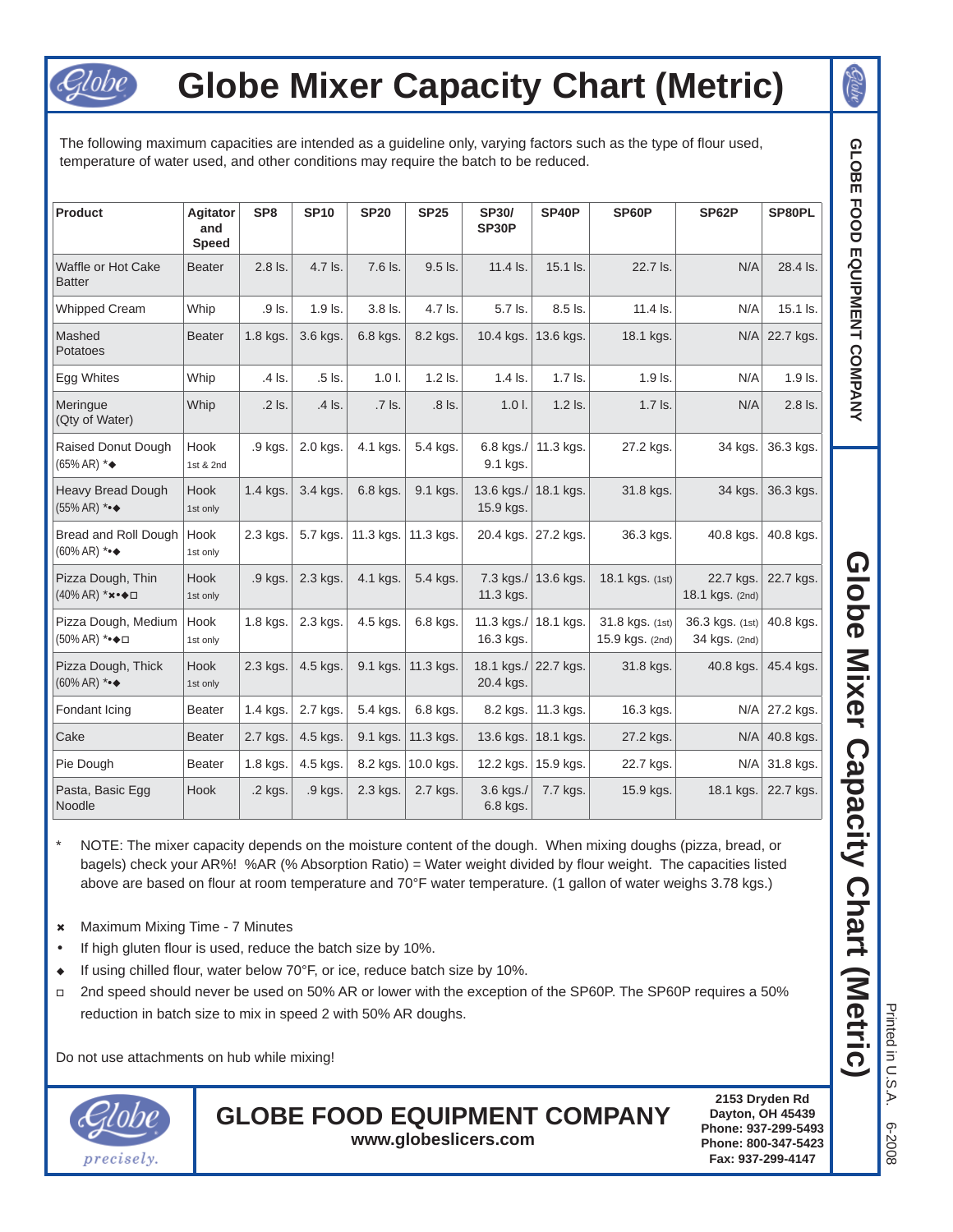# Globe Mixer Capacity Chart (Metric)

The following maximum capacities are intended as a guideline only, varying factors such as the type of flour used, temperature of water used, and other conditions may require the batch to be reduced.

| Product | Agitator and Speed | SP8 | SP10 | SP20 | SP25 | SP30/ SP30P | SP40P | SP60P | SP62P | SP80PL |
|---|---|---|---|---|---|---|---|---|---|---|
| Waffle or Hot Cake Batter | Beater | 2.8 ls. | 4.7 ls. | 7.6 ls. | 9.5 ls. | 11.4 ls. | 15.1 ls. | 22.7 ls. | N/A | 28.4 ls. |
| Whipped Cream | Whip | .9 ls. | 1.9 ls. | 3.8 ls. | 4.7 ls. | 5.7 ls. | 8.5 ls. | 11.4 ls. | N/A | 15.1 ls. |
| Mashed Potatoes | Beater | 1.8 kgs. | 3.6 kgs. | 6.8 kgs. | 8.2 kgs. | 10.4 kgs. | 13.6 kgs. | 18.1 kgs. | N/A | 22.7 kgs. |
| Egg Whites | Whip | .4 ls. | .5 ls. | 1.0 l. | 1.2 ls. | 1.4 ls. | 1.7 ls. | 1.9 ls. | N/A | 1.9 ls. |
| Meringue (Qty of Water) | Whip | .2 ls. | .4 ls. | .7 ls. | .8 ls. | 1.0 l. | 1.2 ls. | 1.7 ls. | N/A | 2.8 ls. |
| Raised Donut Dough (65% AR) *◆ | Hook 1st & 2nd | .9 kgs. | 2.0 kgs. | 4.1 kgs. | 5.4 kgs. | 6.8 kgs./ 9.1 kgs. | 11.3 kgs. | 27.2 kgs. | 34 kgs. | 36.3 kgs. |
| Heavy Bread Dough (55% AR) *•◆ | Hook 1st only | 1.4 kgs. | 3.4 kgs. | 6.8 kgs. | 9.1 kgs. | 13.6 kgs./ 15.9 kgs. | 18.1 kgs. | 31.8 kgs. | 34 kgs. | 36.3 kgs. |
| Bread and Roll Dough (60% AR) *•◆ | Hook 1st only | 2.3 kgs. | 5.7 kgs. | 11.3 kgs. | 11.3 kgs. | 20.4 kgs. | 27.2 kgs. | 36.3 kgs. | 40.8 kgs. | 40.8 kgs. |
| Pizza Dough, Thin (40% AR) *✖•◆□ | Hook 1st only | .9 kgs. | 2.3 kgs. | 4.1 kgs. | 5.4 kgs. | 7.3 kgs./ 11.3 kgs. | 13.6 kgs. | 18.1 kgs. (1st) | 22.7 kgs. 18.1 kgs. (2nd) | 22.7 kgs. |
| Pizza Dough, Medium (50% AR) *•◆□ | Hook 1st only | 1.8 kgs. | 2.3 kgs. | 4.5 kgs. | 6.8 kgs. | 11.3 kgs./ 16.3 kgs. | 18.1 kgs. | 31.8 kgs. (1st) 15.9 kgs. (2nd) | 36.3 kgs. (1st) 34 kgs. (2nd) | 40.8 kgs. |
| Pizza Dough, Thick (60% AR) *•◆ | Hook 1st only | 2.3 kgs. | 4.5 kgs. | 9.1 kgs. | 11.3 kgs. | 18.1 kgs./ 20.4 kgs. | 22.7 kgs. | 31.8 kgs. | 40.8 kgs. | 45.4 kgs. |
| Fondant Icing | Beater | 1.4 kgs. | 2.7 kgs. | 5.4 kgs. | 6.8 kgs. | 8.2 kgs. | 11.3 kgs. | 16.3 kgs. | N/A | 27.2 kgs. |
| Cake | Beater | 2.7 kgs. | 4.5 kgs. | 9.1 kgs. | 11.3 kgs. | 13.6 kgs. | 18.1 kgs. | 27.2 kgs. | N/A | 40.8 kgs. |
| Pie Dough | Beater | 1.8 kgs. | 4.5 kgs. | 8.2 kgs. | 10.0 kgs. | 12.2 kgs. | 15.9 kgs. | 22.7 kgs. | N/A | 31.8 kgs. |
| Pasta, Basic Egg Noodle | Hook | .2 kgs. | .9 kgs. | 2.3 kgs. | 2.7 kgs. | 3.6 kgs./ 6.8 kgs. | 7.7 kgs. | 15.9 kgs. | 18.1 kgs. | 22.7 kgs. |

\* NOTE: The mixer capacity depends on the moisture content of the dough. When mixing doughs (pizza, bread, or bagels) check your AR%! %AR (% Absorption Ratio) = Water weight divided by flour weight. The capacities listed above are based on flour at room temperature and 70°F water temperature. (1 gallon of water weighs 3.78 kgs.)

- ✖ Maximum Mixing Time - 7 Minutes
- • If high gluten flour is used, reduce the batch size by 10%.
- ◆ If using chilled flour, water below 70°F, or ice, reduce batch size by 10%.
- □ 2nd speed should never be used on 50% AR or lower with the exception of the SP60P. The SP60P requires a 50% reduction in batch size to mix in speed 2 with 50% AR doughs.

Do not use attachments on hub while mixing!

Globe precisely.

**GLOBE FOOD EQUIPMENT COMPANY**
**www.globeslicers.com**

**2153 Dryden Rd**
**Dayton, OH 45439**
**Phone: 937-299-5493**
**Phone: 800-347-5423**
**Fax: 937-299-4147**

Printed in U.S.A. 6-2008